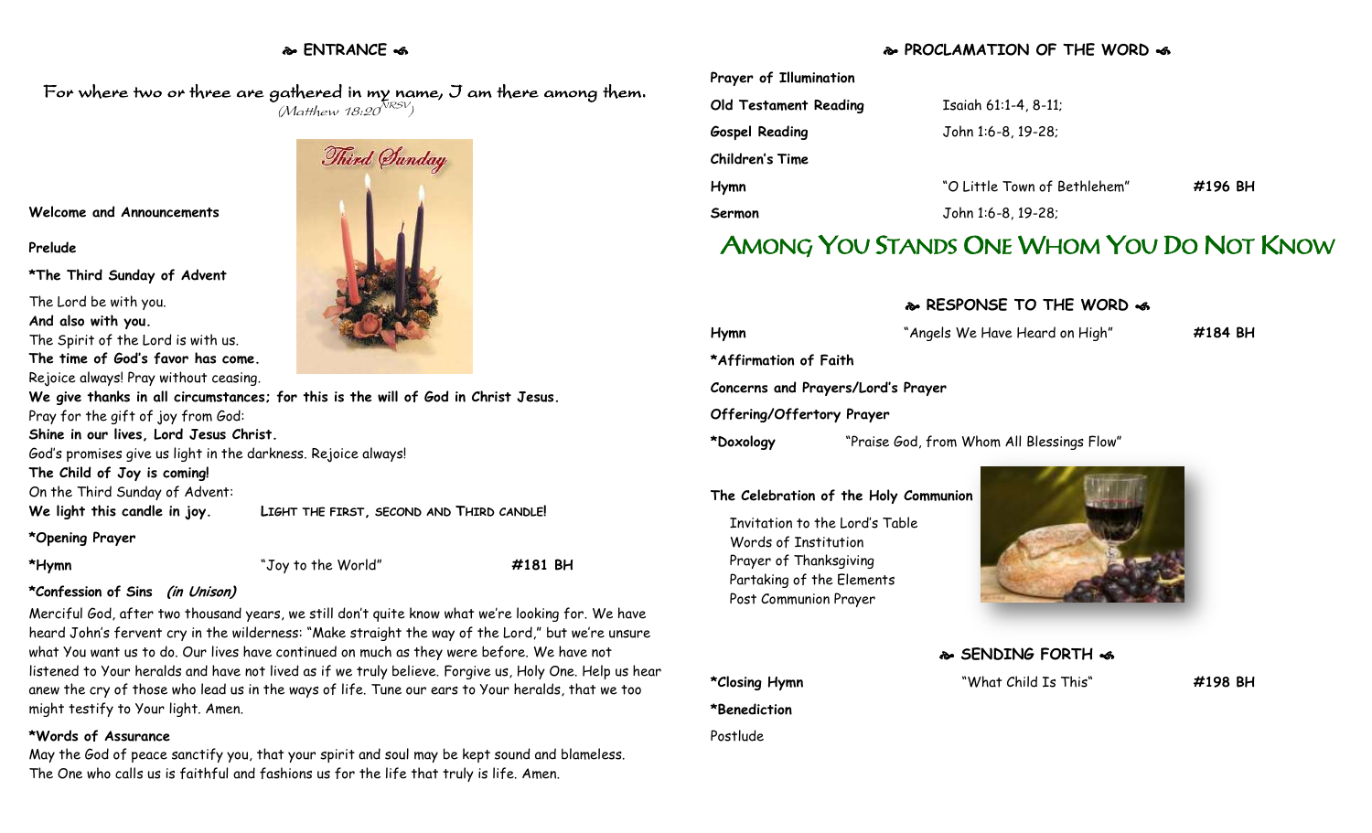## ENTRANCE

For where two or three are gathered in my name, I am there among them.
*(Matthew 18:20 NRSV)*

**Welcome and Announcements**

**Prelude**

**\*The Third Sunday of Advent**

The Lord be with you.
**And also with you.**
The Spirit of the Lord is with us.
**The time of God's favor has come.**
Rejoice always! Pray without ceasing.
**We give thanks in all circumstances; for this is the will of God in Christ Jesus.**
Pray for the gift of joy from God:
**Shine in our lives, Lord Jesus Christ.**
God's promises give us light in the darkness. Rejoice always!
**The Child of Joy is coming!**
On the Third Sunday of Advent:
**We light this candle in joy.** LIGHT THE FIRST, SECOND AND THIRD CANDLE!

**\*Opening Prayer**

**\*Hymn** "Joy to the World" **#181 BH**

**\*Confession of Sins** ***(in Unison)***

Merciful God, after two thousand years, we still don't quite know what we're looking for. We have heard John's fervent cry in the wilderness: "Make straight the way of the Lord," but we're unsure what You want us to do. Our lives have continued on much as they were before. We have not listened to Your heralds and have not lived as if we truly believe. Forgive us, Holy One. Help us hear anew the cry of those who lead us in the ways of life. Tune our ears to Your heralds, that we too might testify to Your light. Amen.

**\*Words of Assurance**

May the God of peace sanctify you, that your spirit and soul may be kept sound and blameless. The One who calls us is faithful and fashions us for the life that truly is life. Amen.

## PROCLAMATION OF THE WORD

**Prayer of Illumination**

**Old Testament Reading** Isaiah 61:1-4, 8-11;

**Gospel Reading** John 1:6-8, 19-28;

**Children's Time**

**Hymn** "O Little Town of Bethlehem" **#196 BH**

**Sermon** John 1:6-8, 19-28;

# Among You Stands One Whom You Do Not Know

## RESPONSE TO THE WORD

**Hymn** "Angels We Have Heard on High" **#184 BH**

**\*Affirmation of Faith**

**Concerns and Prayers/Lord's Prayer**

**Offering/Offertory Prayer**

**\*Doxology** "Praise God, from Whom All Blessings Flow"

**The Celebration of the Holy Communion**

Invitation to the Lord's Table
Words of Institution
Prayer of Thanksgiving
Partaking of the Elements
Post Communion Prayer

## SENDING FORTH

**\*Closing Hymn** "What Child Is This" **#198 BH**

**\*Benediction**

Postlude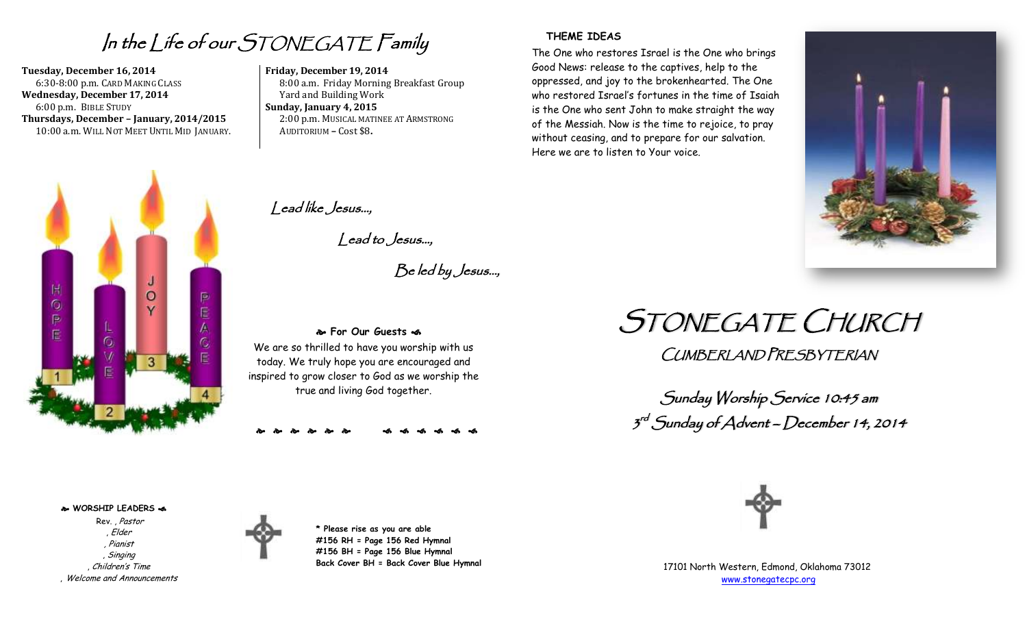# In the Life of our STONEGATE Family

**Tuesday, December 16, 2014**
6:30-8:00 p.m. CARD MAKING CLASS
**Wednesday, December 17, 2014**
6:00 p.m. BIBLE STUDY
**Thursdays, December – January, 2014/2015**
10:00 a.m. WILL NOT MEET UNTIL MID JANUARY.

**Friday, December 19, 2014**
8:00 a.m. Friday Morning Breakfast Group
Yard and Building Work
**Sunday, January 4, 2015**
2:00 p.m. MUSICAL MATINEE AT ARMSTRONG AUDITORIUM – Cost $8.

*Lead like Jesus...,*

*Lead to Jesus...,*

*Be led by Jesus...,*

**For Our Guests**

We are so thrilled to have you worship with us today. We truly hope you are encouraged and inspired to grow closer to God as we worship the true and living God together.

**WORSHIP LEADERS**

Rev. , *Pastor*
, *Elder*
, *Pianist*
, *Singing*
, *Children's Time*
, *Welcome and Announcements*

**\* Please rise as you are able**
**#156 RH = Page 156 Red Hymnal**
**#156 BH = Page 156 Blue Hymnal**
**Back Cover BH = Back Cover Blue Hymnal**

**THEME IDEAS**

The One who restores Israel is the One who brings Good News: release to the captives, help to the oppressed, and joy to the brokenhearted. The One who restored Israel's fortunes in the time of Isaiah is the One who sent John to make straight the way of the Messiah. Now is the time to rejoice, to pray without ceasing, and to prepare for our salvation. Here we are to listen to Your voice.

# STONEGATE CHURCH

## CUMBERLAND PRESBYTERIAN

*Sunday Worship Service 10:45 am*

*3rd Sunday of Advent – December 14, 2014*

17101 North Western, Edmond, Oklahoma 73012
www.stonegatecpc.org